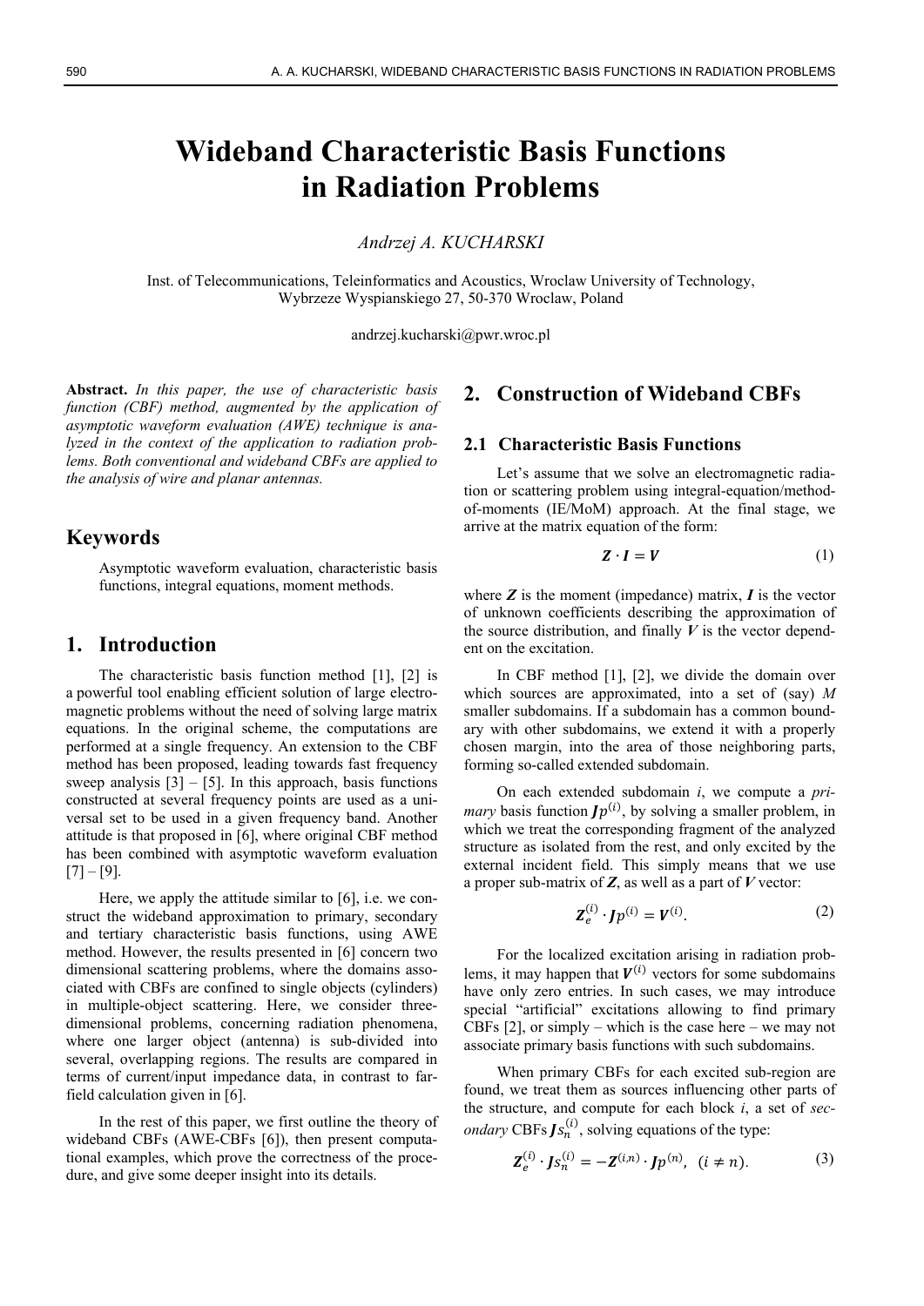# Wideband Characteristic Basis Functions in Radiation Problems

*Andrzej A. KUCHARSKI*

Inst. of Telecommunications, Teleinformatics and Acoustics, Wroclaw University of Technology,
Wybrzeze Wyspianskiego 27, 50-370 Wroclaw, Poland

andrzej.kucharski@pwr.wroc.pl

**Abstract.** *In this paper, the use of characteristic basis function (CBF) method, augmented by the application of asymptotic waveform evaluation (AWE) technique is analyzed in the context of the application to radiation problems. Both conventional and wideband CBFs are applied to the analysis of wire and planar antennas.*

## Keywords

Asymptotic waveform evaluation, characteristic basis functions, integral equations, moment methods.

## 1. Introduction

The characteristic basis function method [1], [2] is a powerful tool enabling efficient solution of large electromagnetic problems without the need of solving large matrix equations. In the original scheme, the computations are performed at a single frequency. An extension to the CBF method has been proposed, leading towards fast frequency sweep analysis [3] – [5]. In this approach, basis functions constructed at several frequency points are used as a universal set to be used in a given frequency band. Another attitude is that proposed in [6], where original CBF method has been combined with asymptotic waveform evaluation [7] – [9].

Here, we apply the attitude similar to [6], i.e. we construct the wideband approximation to primary, secondary and tertiary characteristic basis functions, using AWE method. However, the results presented in [6] concern two dimensional scattering problems, where the domains associated with CBFs are confined to single objects (cylinders) in multiple-object scattering. Here, we consider three-dimensional problems, concerning radiation phenomena, where one larger object (antenna) is sub-divided into several, overlapping regions. The results are compared in terms of current/input impedance data, in contrast to far-field calculation given in [6].

In the rest of this paper, we first outline the theory of wideband CBFs (AWE-CBFs [6]), then present computational examples, which prove the correctness of the procedure, and give some deeper insight into its details.

## 2. Construction of Wideband CBFs

### 2.1 Characteristic Basis Functions

Let's assume that we solve an electromagnetic radiation or scattering problem using integral-equation/method-of-moments (IE/MoM) approach. At the final stage, we arrive at the matrix equation of the form:

$$\boldsymbol{Z} \cdot \boldsymbol{I} = \boldsymbol{V} \tag{1}$$

where $\boldsymbol{Z}$ is the moment (impedance) matrix, $\boldsymbol{I}$ is the vector of unknown coefficients describing the approximation of the source distribution, and finally $\boldsymbol{V}$ is the vector dependent on the excitation.

In CBF method [1], [2], we divide the domain over which sources are approximated, into a set of (say) *M* smaller subdomains. If a subdomain has a common boundary with other subdomains, we extend it with a properly chosen margin, into the area of those neighboring parts, forming so-called extended subdomain.

On each extended subdomain *i*, we compute a *primary* basis function $\boldsymbol{J}p^{(i)}$, by solving a smaller problem, in which we treat the corresponding fragment of the analyzed structure as isolated from the rest, and only excited by the external incident field. This simply means that we use a proper sub-matrix of $\boldsymbol{Z}$, as well as a part of $\boldsymbol{V}$ vector:

$$\boldsymbol{Z}_e^{(i)} \cdot \boldsymbol{J}p^{(i)} = \boldsymbol{V}^{(i)}. \tag{2}$$

For the localized excitation arising in radiation problems, it may happen that $\boldsymbol{V}^{(i)}$ vectors for some subdomains have only zero entries. In such cases, we may introduce special "artificial" excitations allowing to find primary CBFs [2], or simply – which is the case here – we may not associate primary basis functions with such subdomains.

When primary CBFs for each excited sub-region are found, we treat them as sources influencing other parts of the structure, and compute for each block *i*, a set of *secondary* CBFs $\boldsymbol{J}s_n^{(i)}$, solving equations of the type:

$$\boldsymbol{Z}_e^{(i)} \cdot \boldsymbol{J}s_n^{(i)} = -\boldsymbol{Z}^{(i,n)} \cdot \boldsymbol{J}p^{(n)}, \;\; (i \neq n). \tag{3}$$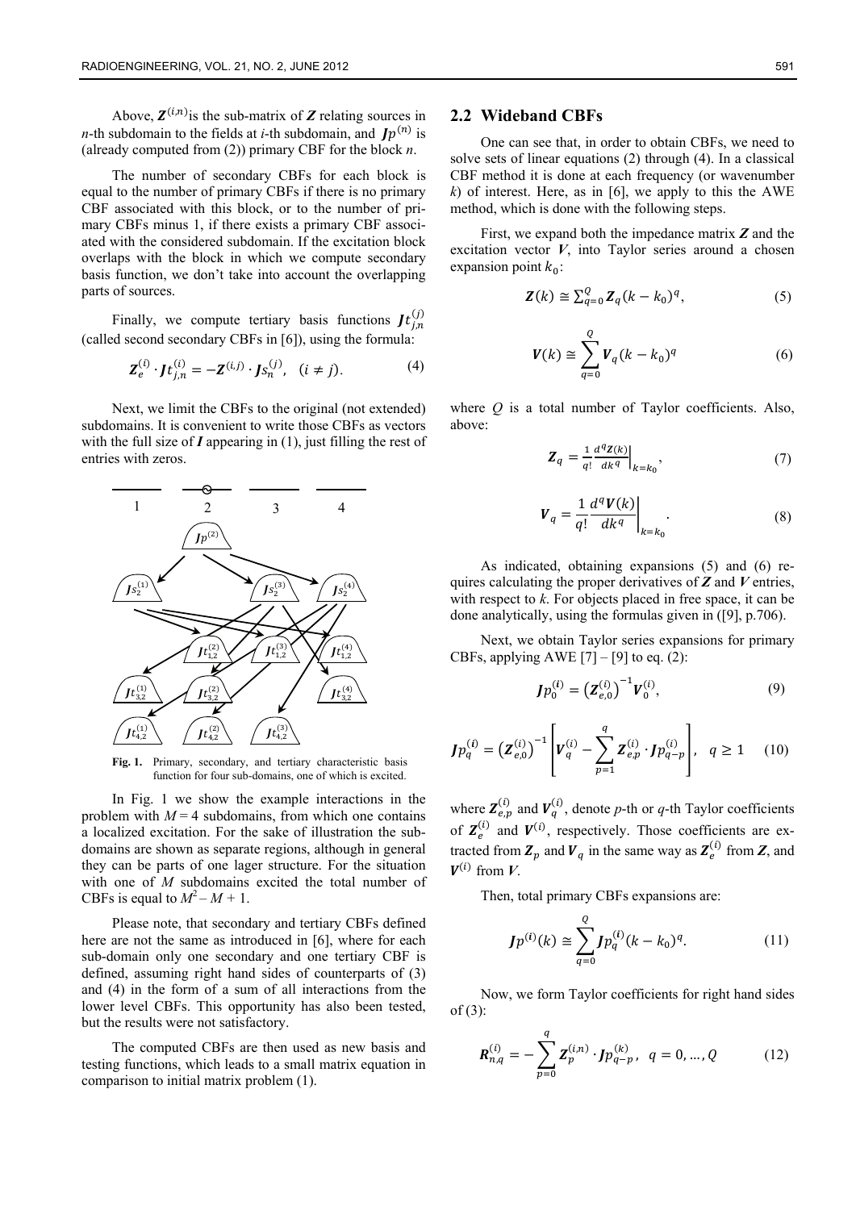Above, $\boldsymbol{Z}^{(i,n)}$ is the sub-matrix of $\boldsymbol{Z}$ relating sources in $n$-th subdomain to the fields at $i$-th subdomain, and $\boldsymbol{J}p^{(n)}$ is (already computed from (2)) primary CBF for the block $n$.

The number of secondary CBFs for each block is equal to the number of primary CBFs if there is no primary CBF associated with this block, or to the number of primary CBFs minus 1, if there exists a primary CBF associated with the considered subdomain. If the excitation block overlaps with the block in which we compute secondary basis function, we don't take into account the overlapping parts of sources.

Finally, we compute tertiary basis functions $\boldsymbol{J}t_{j,n}^{(j)}$ (called second secondary CBFs in [6]), using the formula:

$$\boldsymbol{Z}_e^{(i)} \cdot \boldsymbol{J}t_{j,n}^{(i)} = -\boldsymbol{Z}^{(i,j)} \cdot \boldsymbol{J}s_n^{(j)}, \quad (i \neq j). \tag{4}$$

Next, we limit the CBFs to the original (not extended) subdomains. It is convenient to write those CBFs as vectors with the full size of $\boldsymbol{I}$ appearing in (1), just filling the rest of entries with zeros.

**Fig. 1.** Primary, secondary, and tertiary characteristic basis function for four sub-domains, one of which is excited.

In Fig. 1 we show the example interactions in the problem with $M = 4$ subdomains, from which one contains a localized excitation. For the sake of illustration the subdomains are shown as separate regions, although in general they can be parts of one lager structure. For the situation with one of $M$ subdomains excited the total number of CBFs is equal to $M^2 - M + 1$.

Please note, that secondary and tertiary CBFs defined here are not the same as introduced in [6], where for each sub-domain only one secondary and one tertiary CBF is defined, assuming right hand sides of counterparts of (3) and (4) in the form of a sum of all interactions from the lower level CBFs. This opportunity has also been tested, but the results were not satisfactory.

The computed CBFs are then used as new basis and testing functions, which leads to a small matrix equation in comparison to initial matrix problem (1).

## 2.2 Wideband CBFs

One can see that, in order to obtain CBFs, we need to solve sets of linear equations (2) through (4). In a classical CBF method it is done at each frequency (or wavenumber $k$) of interest. Here, as in [6], we apply to this the AWE method, which is done with the following steps.

First, we expand both the impedance matrix $\boldsymbol{Z}$ and the excitation vector $\boldsymbol{V}$, into Taylor series around a chosen expansion point $k_0$:

$$\boldsymbol{Z}(k) \cong \sum_{q=0}^{Q} \boldsymbol{Z}_q (k - k_0)^q, \tag{5}$$

$$\boldsymbol{V}(k) \cong \sum_{q=0}^{Q} \boldsymbol{V}_q (k - k_0)^q \tag{6}$$

where $Q$ is a total number of Taylor coefficients. Also, above:

$$\boldsymbol{Z}_q = \frac{1}{q!} \frac{d^q \boldsymbol{Z}(k)}{dk^q}\bigg|_{k=k_0}, \tag{7}$$

$$\boldsymbol{V}_q = \frac{1}{q!} \frac{d^q \boldsymbol{V}(k)}{dk^q}\bigg|_{k=k_0}. \tag{8}$$

As indicated, obtaining expansions (5) and (6) requires calculating the proper derivatives of $\boldsymbol{Z}$ and $\boldsymbol{V}$ entries, with respect to $k$. For objects placed in free space, it can be done analytically, using the formulas given in ([9], p.706).

Next, we obtain Taylor series expansions for primary CBFs, applying AWE [7] – [9] to eq. (2):

$$\boldsymbol{J}p_0^{(i)} = \left(\boldsymbol{Z}_{e,0}^{(i)}\right)^{-1} \boldsymbol{V}_0^{(i)}, \tag{9}$$

$$\boldsymbol{J}p_q^{(i)} = \left(\boldsymbol{Z}_{e,0}^{(i)}\right)^{-1} \left[\boldsymbol{V}_q^{(i)} - \sum_{p=1}^{q} \boldsymbol{Z}_{e,p}^{(i)} \cdot \boldsymbol{J}p_{q-p}^{(i)}\right], \quad q \geq 1 \tag{10}$$

where $\boldsymbol{Z}_{e,p}^{(i)}$ and $\boldsymbol{V}_q^{(i)}$, denote $p$-th or $q$-th Taylor coefficients of $\boldsymbol{Z}_e^{(i)}$ and $\boldsymbol{V}^{(i)}$, respectively. Those coefficients are extracted from $\boldsymbol{Z}_p$ and $\boldsymbol{V}_q$ in the same way as $\boldsymbol{Z}_e^{(i)}$ from $\boldsymbol{Z}$, and $\boldsymbol{V}^{(i)}$ from $\boldsymbol{V}$.

Then, total primary CBFs expansions are:

$$\boldsymbol{J}p^{(i)}(k) \cong \sum_{q=0}^{Q} \boldsymbol{J}p_q^{(i)} (k - k_0)^q. \tag{11}$$

Now, we form Taylor coefficients for right hand sides of (3):

$$\boldsymbol{R}_{n,q}^{(i)} = -\sum_{p=0}^{q} \boldsymbol{Z}_p^{(i,n)} \cdot \boldsymbol{J}p_{q-p}^{(k)}, \quad q = 0, \ldots, Q \tag{12}$$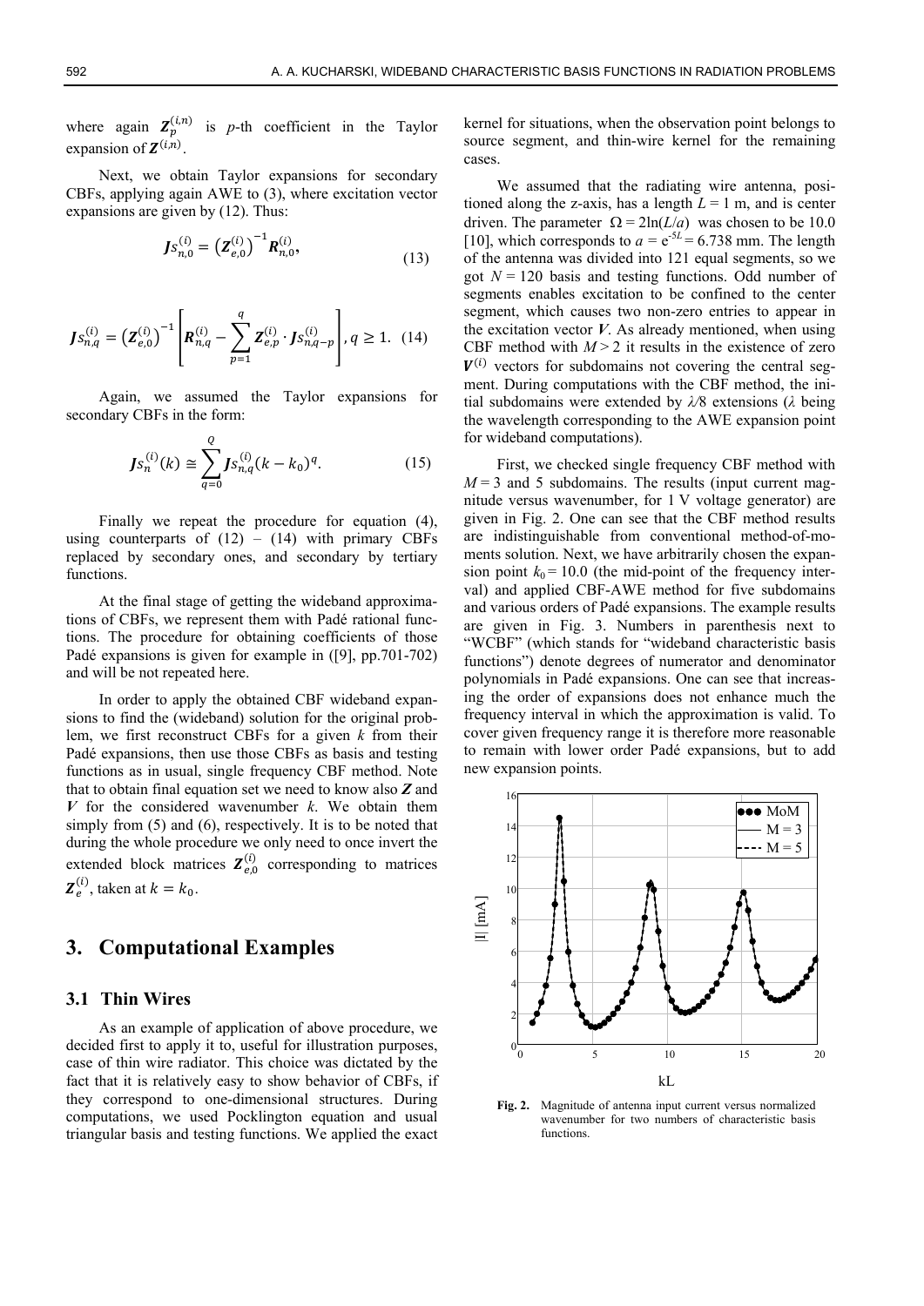where again $\boldsymbol{Z}_p^{(i,n)}$ is $p$-th coefficient in the Taylor expansion of $\boldsymbol{Z}^{(i,n)}$.

Next, we obtain Taylor expansions for secondary CBFs, applying again AWE to (3), where excitation vector expansions are given by (12). Thus:

$$\boldsymbol{Js}_{n,0}^{(i)} = \left(\boldsymbol{Z}_{e,0}^{(i)}\right)^{-1} \boldsymbol{R}_{n,0}^{(i)}, \tag{13}$$

$$\boldsymbol{Js}_{n,q}^{(i)} = \left(\boldsymbol{Z}_{e,0}^{(i)}\right)^{-1} \left[ \boldsymbol{R}_{n,q}^{(i)} - \sum_{p=1}^{q} \boldsymbol{Z}_{e,p}^{(i)} \cdot \boldsymbol{Js}_{n,q-p}^{(i)} \right], q \geq 1. \tag{14}$$

Again, we assumed the Taylor expansions for secondary CBFs in the form:

$$\boldsymbol{Js}_n^{(i)}(k) \cong \sum_{q=0}^{Q} \boldsymbol{Js}_{n,q}^{(i)} (k - k_0)^q. \tag{15}$$

Finally we repeat the procedure for equation (4), using counterparts of (12) – (14) with primary CBFs replaced by secondary ones, and secondary by tertiary functions.

At the final stage of getting the wideband approximations of CBFs, we represent them with Padé rational functions. The procedure for obtaining coefficients of those Padé expansions is given for example in ([9], pp.701-702) and will be not repeated here.

In order to apply the obtained CBF wideband expansions to find the (wideband) solution for the original problem, we first reconstruct CBFs for a given $k$ from their Padé expansions, then use those CBFs as basis and testing functions as in usual, single frequency CBF method. Note that to obtain final equation set we need to know also $\boldsymbol{Z}$ and $\boldsymbol{V}$ for the considered wavenumber $k$. We obtain them simply from (5) and (6), respectively. It is to be noted that during the whole procedure we only need to once invert the extended block matrices $\boldsymbol{Z}_{e,0}^{(i)}$ corresponding to matrices $\boldsymbol{Z}_e^{(i)}$, taken at $k = k_0$.

## 3. Computational Examples

### 3.1 Thin Wires

As an example of application of above procedure, we decided first to apply it to, useful for illustration purposes, case of thin wire radiator. This choice was dictated by the fact that it is relatively easy to show behavior of CBFs, if they correspond to one-dimensional structures. During computations, we used Pocklington equation and usual triangular basis and testing functions. We applied the exact kernel for situations, when the observation point belongs to source segment, and thin-wire kernel for the remaining cases.

We assumed that the radiating wire antenna, positioned along the z-axis, has a length $L = 1$ m, and is center driven. The parameter $\Omega = 2\ln(L/a)$ was chosen to be 10.0 [10], which corresponds to $a = e^{-5L} = 6.738$ mm. The length of the antenna was divided into 121 equal segments, so we got $N = 120$ basis and testing functions. Odd number of segments enables excitation to be confined to the center segment, which causes two non-zero entries to appear in the excitation vector $\boldsymbol{V}$. As already mentioned, when using CBF method with $M > 2$ it results in the existence of zero $\boldsymbol{V}^{(i)}$ vectors for subdomains not covering the central segment. During computations with the CBF method, the initial subdomains were extended by $\lambda/8$ extensions ($\lambda$ being the wavelength corresponding to the AWE expansion point for wideband computations).

First, we checked single frequency CBF method with $M = 3$ and 5 subdomains. The results (input current magnitude versus wavenumber, for 1 V voltage generator) are given in Fig. 2. One can see that the CBF method results are indistinguishable from conventional method-of-moments solution. Next, we have arbitrarily chosen the expansion point $k_0 = 10.0$ (the mid-point of the frequency interval) and applied CBF-AWE method for five subdomains and various orders of Padé expansions. The example results are given in Fig. 3. Numbers in parenthesis next to "WCBF" (which stands for "wideband characteristic basis functions") denote degrees of numerator and denominator polynomials in Padé expansions. One can see that increasing the order of expansions does not enhance much the frequency interval in which the approximation is valid. To cover given frequency range it is therefore more reasonable to remain with lower order Padé expansions, but to add new expansion points.

**Fig. 2.** Magnitude of antenna input current versus normalized wavenumber for two numbers of characteristic basis functions.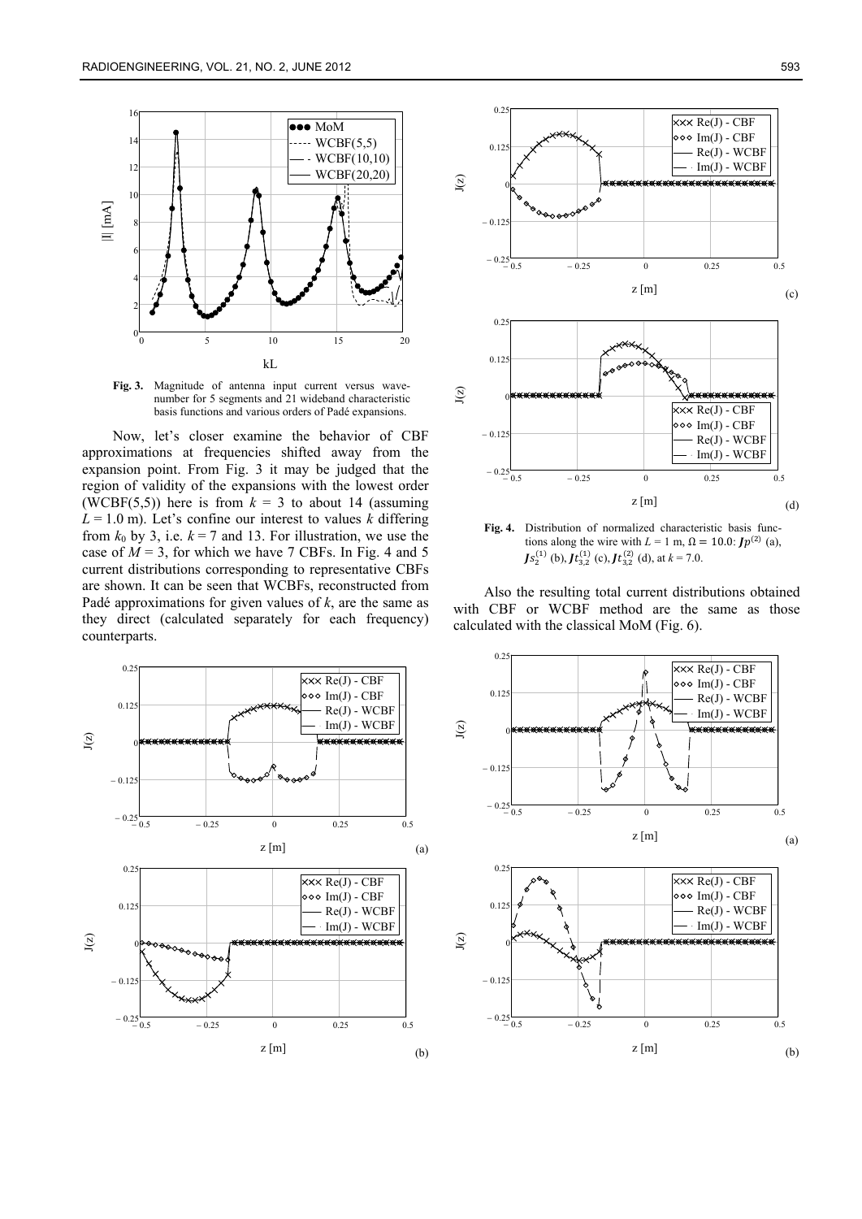**Fig. 3.** Magnitude of antenna input current versus wavenumber for 5 segments and 21 wideband characteristic basis functions and various orders of Padé expansions.

Now, let's closer examine the behavior of CBF approximations at frequencies shifted away from the expansion point. From Fig. 3 it may be judged that the region of validity of the expansions with the lowest order (WCBF(5,5)) here is from $k = 3$ to about 14 (assuming $L = 1.0$ m). Let's confine our interest to values $k$ differing from $k_0$ by 3, i.e. $k = 7$ and 13. For illustration, we use the case of $M = 3$, for which we have 7 CBFs. In Fig. 4 and 5 current distributions corresponding to representative CBFs are shown. It can be seen that WCBFs, reconstructed from Padé approximations for given values of $k$, are the same as they direct (calculated separately for each frequency) counterparts.

**Fig. 4.** Distribution of normalized characteristic basis functions along the wire with $L = 1$ m, $\Omega = 10.0$: $\boldsymbol{J}p^{(2)}$ (a), $\boldsymbol{J}s_2^{(1)}$ (b), $\boldsymbol{J}t_{3,2}^{(1)}$ (c), $\boldsymbol{J}t_{3,2}^{(2)}$ (d), at $k = 7.0$.

Also the resulting total current distributions obtained with CBF or WCBF method are the same as those calculated with the classical MoM (Fig. 6).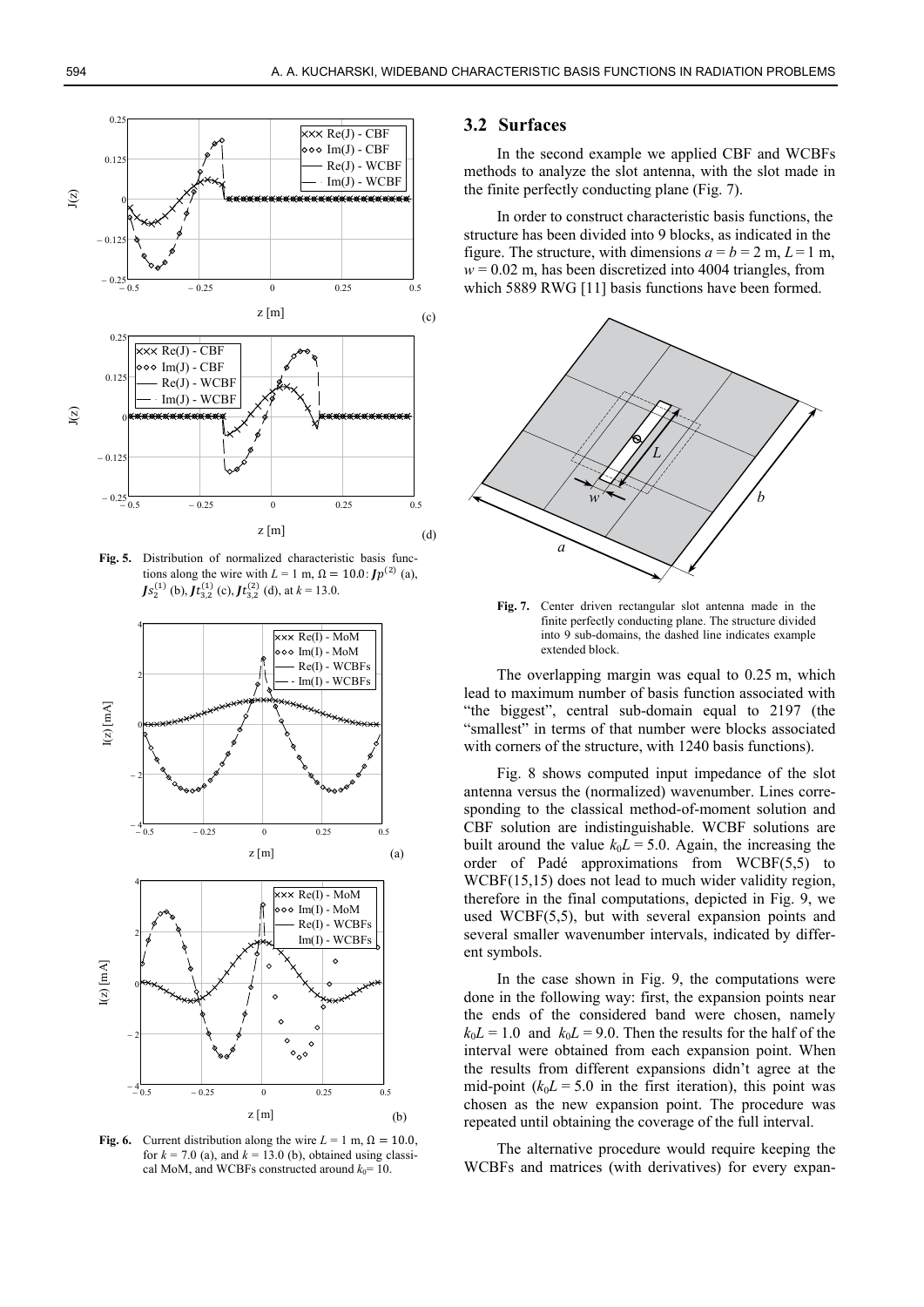**Fig. 5.** Distribution of normalized characteristic basis functions along the wire with $L$ = 1 m, $\Omega = 10.0$: $\boldsymbol{J}p^{(2)}$ (a), $\boldsymbol{J}s_2^{(1)}$ (b), $\boldsymbol{J}t_{3,2}^{(1)}$ (c), $\boldsymbol{J}t_{3,2}^{(2)}$ (d), at $k$ = 13.0.

**Fig. 6.** Current distribution along the wire $L$ = 1 m, $\Omega = 10.0$, for $k$ = 7.0 (a), and $k$ = 13.0 (b), obtained using classical MoM, and WCBFs constructed around $k_0$= 10.

## 3.2 Surfaces

In the second example we applied CBF and WCBFs methods to analyze the slot antenna, with the slot made in the finite perfectly conducting plane (Fig. 7).

In order to construct characteristic basis functions, the structure has been divided into 9 blocks, as indicated in the figure. The structure, with dimensions $a = b = 2$ m, $L = 1$ m, $w = 0.02$ m, has been discretized into 4004 triangles, from which 5889 RWG [11] basis functions have been formed.

**Fig. 7.** Center driven rectangular slot antenna made in the finite perfectly conducting plane. The structure divided into 9 sub-domains, the dashed line indicates example extended block.

The overlapping margin was equal to 0.25 m, which lead to maximum number of basis function associated with "the biggest", central sub-domain equal to 2197 (the "smallest" in terms of that number were blocks associated with corners of the structure, with 1240 basis functions).

Fig. 8 shows computed input impedance of the slot antenna versus the (normalized) wavenumber. Lines corresponding to the classical method-of-moment solution and CBF solution are indistinguishable. WCBF solutions are built around the value $k_0L = 5.0$. Again, the increasing the order of Padé approximations from WCBF(5,5) to WCBF(15,15) does not lead to much wider validity region, therefore in the final computations, depicted in Fig. 9, we used WCBF(5,5), but with several expansion points and several smaller wavenumber intervals, indicated by different symbols.

In the case shown in Fig. 9, the computations were done in the following way: first, the expansion points near the ends of the considered band were chosen, namely $k_0L = 1.0$ and $k_0L = 9.0$. Then the results for the half of the interval were obtained from each expansion point. When the results from different expansions didn't agree at the mid-point ($k_0L = 5.0$ in the first iteration), this point was chosen as the new expansion point. The procedure was repeated until obtaining the coverage of the full interval.

The alternative procedure would require keeping the WCBFs and matrices (with derivatives) for every expan-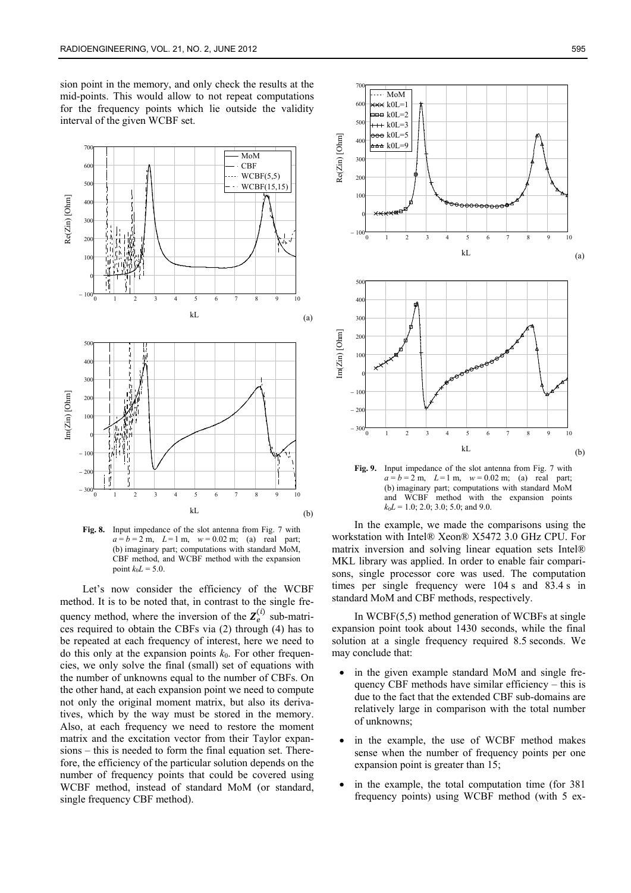sion point in the memory, and only check the results at the mid-points. This would allow to not repeat computations for the frequency points which lie outside the validity interval of the given WCBF set.

**Fig. 8.** Input impedance of the slot antenna from Fig. 7 with $a = b = 2$ m, $L = 1$ m, $w = 0.02$ m; (a) real part; (b) imaginary part; computations with standard MoM, CBF method, and WCBF method with the expansion point $k_0L = 5.0$.

Let's now consider the efficiency of the WCBF method. It is to be noted that, in contrast to the single frequency method, where the inversion of the $\boldsymbol{Z}_e^{(i)}$ sub-matrices required to obtain the CBFs via (2) through (4) has to be repeated at each frequency of interest, here we need to do this only at the expansion points $k_0$. For other frequencies, we only solve the final (small) set of equations with the number of unknowns equal to the number of CBFs. On the other hand, at each expansion point we need to compute not only the original moment matrix, but also its derivatives, which by the way must be stored in the memory. Also, at each frequency we need to restore the moment matrix and the excitation vector from their Taylor expansions – this is needed to form the final equation set. Therefore, the efficiency of the particular solution depends on the number of frequency points that could be covered using WCBF method, instead of standard MoM (or standard, single frequency CBF method).

**Fig. 9.** Input impedance of the slot antenna from Fig. 7 with $a = b = 2$ m, $L = 1$ m, $w = 0.02$ m; (a) real part; (b) imaginary part; computations with standard MoM and WCBF method with the expansion points $k_0L = 1.0$; 2.0; 3.0; 5.0; and 9.0.

In the example, we made the comparisons using the workstation with Intel® Xeon® X5472 3.0 GHz CPU. For matrix inversion and solving linear equation sets Intel® MKL library was applied. In order to enable fair comparisons, single processor core was used. The computation times per single frequency were 104 s and 83.4 s in standard MoM and CBF methods, respectively.

In WCBF(5,5) method generation of WCBFs at single expansion point took about 1430 seconds, while the final solution at a single frequency required 8.5 seconds. We may conclude that:

- in the given example standard MoM and single frequency CBF methods have similar efficiency – this is due to the fact that the extended CBF sub-domains are relatively large in comparison with the total number of unknowns;
- in the example, the use of WCBF method makes sense when the number of frequency points per one expansion point is greater than 15;
- in the example, the total computation time (for 381 frequency points) using WCBF method (with 5 ex-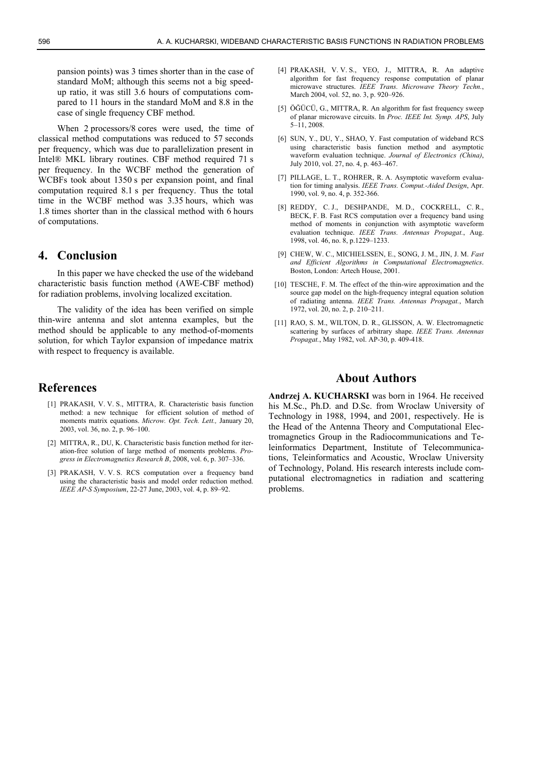pansion points) was 3 times shorter than in the case of standard MoM; although this seems not a big speed-up ratio, it was still 3.6 hours of computations compared to 11 hours in the standard MoM and 8.8 in the case of single frequency CBF method.

When 2 processors/8 cores were used, the time of classical method computations was reduced to 57 seconds per frequency, which was due to parallelization present in Intel® MKL library routines. CBF method required 71 s per frequency. In the WCBF method the generation of WCBFs took about 1350 s per expansion point, and final computation required 8.1 s per frequency. Thus the total time in the WCBF method was 3.35 hours, which was 1.8 times shorter than in the classical method with 6 hours of computations.

## 4. Conclusion

In this paper we have checked the use of the wideband characteristic basis function method (AWE-CBF method) for radiation problems, involving localized excitation.

The validity of the idea has been verified on simple thin-wire antenna and slot antenna examples, but the method should be applicable to any method-of-moments solution, for which Taylor expansion of impedance matrix with respect to frequency is available.

## References

[1] PRAKASH, V. V. S., MITTRA, R. Characteristic basis function method: a new technique for efficient solution of method of moments matrix equations. *Microw. Opt. Tech. Lett.,* January 20, 2003, vol. 36, no. 2, p. 96–100.

[2] MITTRA, R., DU, K. Characteristic basis function method for iteration-free solution of large method of moments problems. *Progress in Electromagnetics Research B*, 2008, vol. 6, p. 307–336.

[3] PRAKASH, V. V. S. RCS computation over a frequency band using the characteristic basis and model order reduction method. *IEEE AP-S Symposium*, 22-27 June, 2003, vol. 4, p. 89–92.

[4] PRAKASH, V. V. S., YEO, J., MITTRA, R. An adaptive algorithm for fast frequency response computation of planar microwave structures. *IEEE Trans. Microwave Theory Techn.*, March 2004, vol. 52, no. 3, p. 920–926.

[5] ÖĞÜCÜ, G., MITTRA, R. An algorithm for fast frequency sweep of planar microwave circuits. In *Proc. IEEE Int. Symp. APS*, July 5–11, 2008.

[6] SUN, Y., DU, Y., SHAO, Y. Fast computation of wideband RCS using characteristic basis function method and asymptotic waveform evaluation technique. *Journal of Electronics (China)*, July 2010, vol. 27, no. 4, p. 463–467.

[7] PILLAGE, L. T., ROHRER, R. A. Asymptotic waveform evaluation for timing analysis. *IEEE Trans. Comput.-Aided Design*, Apr. 1990, vol. 9, no. 4, p. 352-366.

[8] REDDY, C. J., DESHPANDE, M. D., COCKRELL, C. R., BECK, F. B. Fast RCS computation over a frequency band using method of moments in conjunction with asymptotic waveform evaluation technique. *IEEE Trans. Antennas Propagat.*, Aug. 1998, vol. 46, no. 8, p.1229–1233.

[9] CHEW, W. C., MICHIELSSEN, E., SONG, J. M., JIN, J. M. *Fast and Efficient Algorithms in Computational Electromagnetics*. Boston, London: Artech House, 2001.

[10] TESCHE, F. M. The effect of the thin-wire approximation and the source gap model on the high-frequency integral equation solution of radiating antenna. *IEEE Trans. Antennas Propagat.*, March 1972, vol. 20, no. 2, p. 210–211.

[11] RAO, S. M., WILTON, D. R., GLISSON, A. W. Electromagnetic scattering by surfaces of arbitrary shape. *IEEE Trans. Antennas Propagat.*, May 1982, vol. AP-30, p. 409-418.

## About Authors

**Andrzej A. KUCHARSKI** was born in 1964. He received his M.Sc., Ph.D. and D.Sc. from Wroclaw University of Technology in 1988, 1994, and 2001, respectively. He is the Head of the Antenna Theory and Computational Electromagnetics Group in the Radiocommunications and Teleinformatics Department, Institute of Telecommunications, Teleinformatics and Acoustic, Wroclaw University of Technology, Poland. His research interests include computational electromagnetics in radiation and scattering problems.